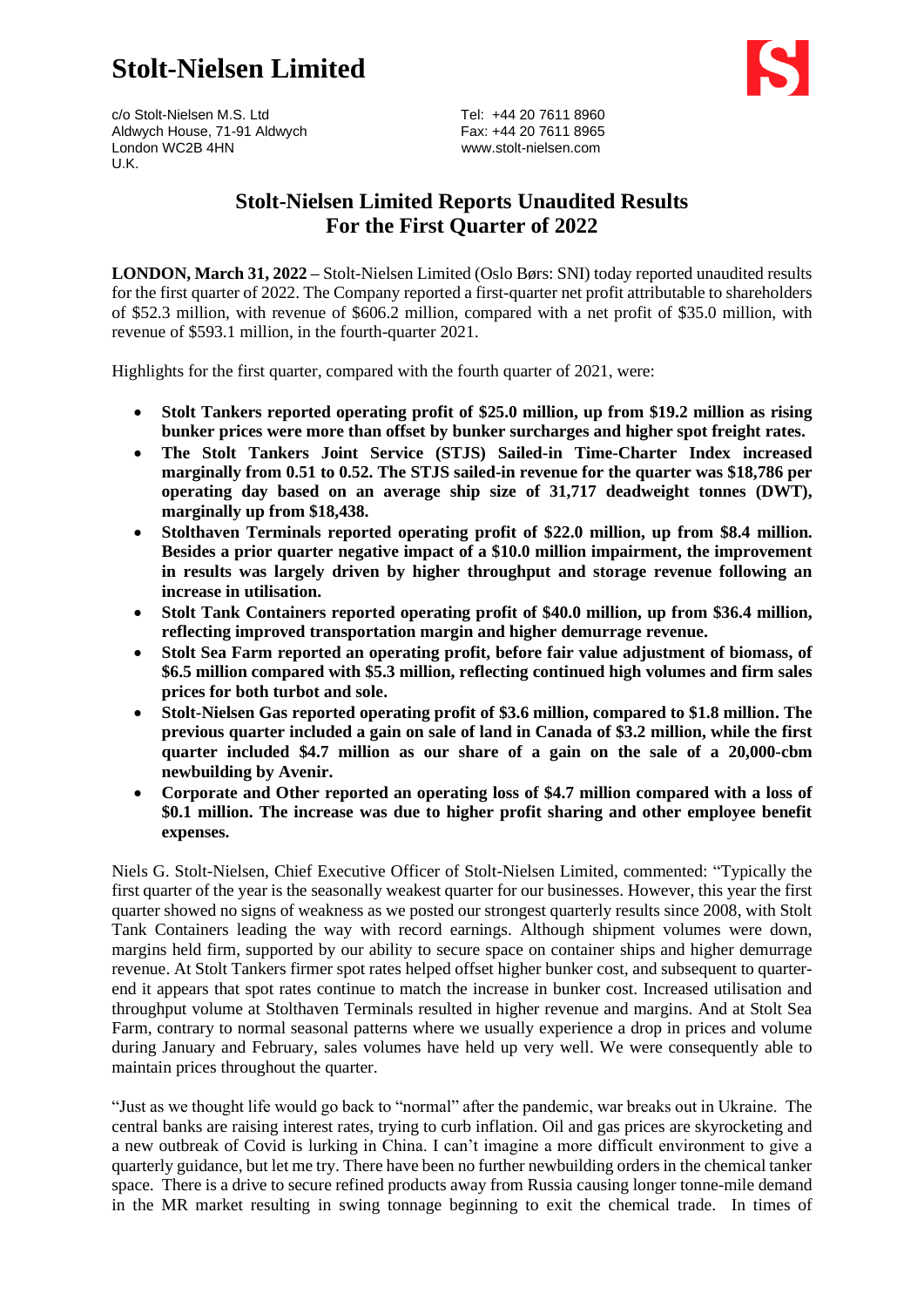# Stolt-Nielsen Limited

c/o Stolt-Nielsen M.S. Ltd
Aldwych House, 71-91 Aldwych
London WC2B 4HN
U.K.

Tel: +44 20 7611 8960
Fax: +44 20 7611 8965
www.stolt-nielsen.com

## Stolt-Nielsen Limited Reports Unaudited Results For the First Quarter of 2022

**LONDON, March 31, 2022** – Stolt-Nielsen Limited (Oslo Børs: SNI) today reported unaudited results for the first quarter of 2022. The Company reported a first-quarter net profit attributable to shareholders of $52.3 million, with revenue of $606.2 million, compared with a net profit of $35.0 million, with revenue of $593.1 million, in the fourth-quarter 2021.

Highlights for the first quarter, compared with the fourth quarter of 2021, were:

- **Stolt Tankers reported operating profit of $25.0 million, up from $19.2 million as rising bunker prices were more than offset by bunker surcharges and higher spot freight rates.**
- **The Stolt Tankers Joint Service (STJS) Sailed-in Time-Charter Index increased marginally from 0.51 to 0.52. The STJS sailed-in revenue for the quarter was $18,786 per operating day based on an average ship size of 31,717 deadweight tonnes (DWT), marginally up from $18,438.**
- **Stolthaven Terminals reported operating profit of $22.0 million, up from $8.4 million. Besides a prior quarter negative impact of a $10.0 million impairment, the improvement in results was largely driven by higher throughput and storage revenue following an increase in utilisation.**
- **Stolt Tank Containers reported operating profit of $40.0 million, up from $36.4 million, reflecting improved transportation margin and higher demurrage revenue.**
- **Stolt Sea Farm reported an operating profit, before fair value adjustment of biomass, of $6.5 million compared with $5.3 million, reflecting continued high volumes and firm sales prices for both turbot and sole.**
- **Stolt-Nielsen Gas reported operating profit of $3.6 million, compared to $1.8 million. The previous quarter included a gain on sale of land in Canada of $3.2 million, while the first quarter included $4.7 million as our share of a gain on the sale of a 20,000-cbm newbuilding by Avenir.**
- **Corporate and Other reported an operating loss of $4.7 million compared with a loss of $0.1 million. The increase was due to higher profit sharing and other employee benefit expenses.**

Niels G. Stolt-Nielsen, Chief Executive Officer of Stolt-Nielsen Limited, commented: "Typically the first quarter of the year is the seasonally weakest quarter for our businesses. However, this year the first quarter showed no signs of weakness as we posted our strongest quarterly results since 2008, with Stolt Tank Containers leading the way with record earnings. Although shipment volumes were down, margins held firm, supported by our ability to secure space on container ships and higher demurrage revenue. At Stolt Tankers firmer spot rates helped offset higher bunker cost, and subsequent to quarter-end it appears that spot rates continue to match the increase in bunker cost. Increased utilisation and throughput volume at Stolthaven Terminals resulted in higher revenue and margins. And at Stolt Sea Farm, contrary to normal seasonal patterns where we usually experience a drop in prices and volume during January and February, sales volumes have held up very well. We were consequently able to maintain prices throughout the quarter.

"Just as we thought life would go back to "normal" after the pandemic, war breaks out in Ukraine. The central banks are raising interest rates, trying to curb inflation. Oil and gas prices are skyrocketing and a new outbreak of Covid is lurking in China. I can't imagine a more difficult environment to give a quarterly guidance, but let me try. There have been no further newbuilding orders in the chemical tanker space. There is a drive to secure refined products away from Russia causing longer tonne-mile demand in the MR market resulting in swing tonnage beginning to exit the chemical trade. In times of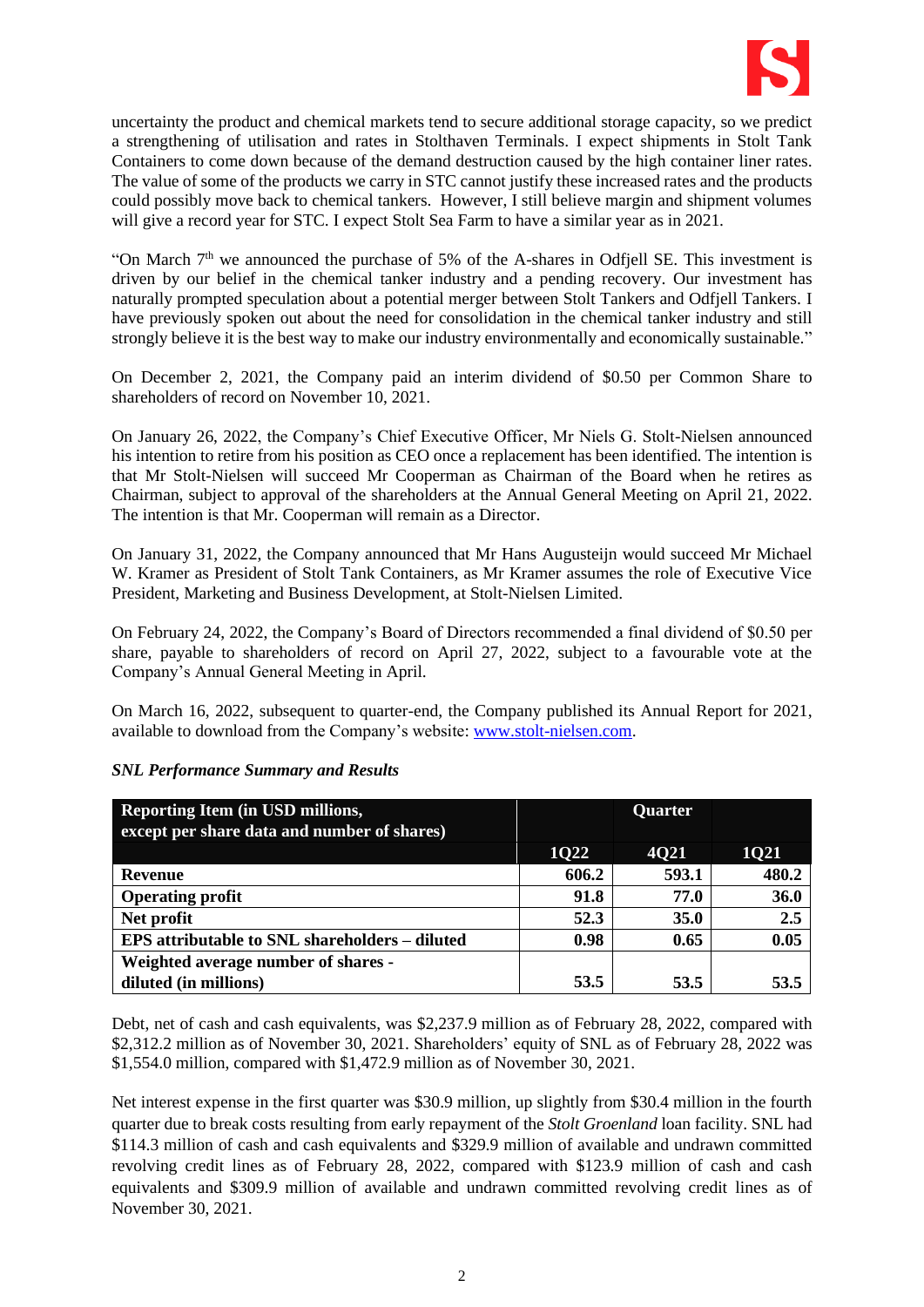uncertainty the product and chemical markets tend to secure additional storage capacity, so we predict a strengthening of utilisation and rates in Stolthaven Terminals. I expect shipments in Stolt Tank Containers to come down because of the demand destruction caused by the high container liner rates. The value of some of the products we carry in STC cannot justify these increased rates and the products could possibly move back to chemical tankers. However, I still believe margin and shipment volumes will give a record year for STC. I expect Stolt Sea Farm to have a similar year as in 2021.

"On March 7th we announced the purchase of 5% of the A-shares in Odfjell SE. This investment is driven by our belief in the chemical tanker industry and a pending recovery. Our investment has naturally prompted speculation about a potential merger between Stolt Tankers and Odfjell Tankers. I have previously spoken out about the need for consolidation in the chemical tanker industry and still strongly believe it is the best way to make our industry environmentally and economically sustainable."

On December 2, 2021, the Company paid an interim dividend of $0.50 per Common Share to shareholders of record on November 10, 2021.

On January 26, 2022, the Company's Chief Executive Officer, Mr Niels G. Stolt-Nielsen announced his intention to retire from his position as CEO once a replacement has been identified. The intention is that Mr Stolt-Nielsen will succeed Mr Cooperman as Chairman of the Board when he retires as Chairman, subject to approval of the shareholders at the Annual General Meeting on April 21, 2022. The intention is that Mr. Cooperman will remain as a Director.

On January 31, 2022, the Company announced that Mr Hans Augusteijn would succeed Mr Michael W. Kramer as President of Stolt Tank Containers, as Mr Kramer assumes the role of Executive Vice President, Marketing and Business Development, at Stolt-Nielsen Limited.

On February 24, 2022, the Company's Board of Directors recommended a final dividend of $0.50 per share, payable to shareholders of record on April 27, 2022, subject to a favourable vote at the Company's Annual General Meeting in April.

On March 16, 2022, subsequent to quarter-end, the Company published its Annual Report for 2021, available to download from the Company's website: www.stolt-nielsen.com.

***SNL Performance Summary and Results***

| Reporting Item (in USD millions, except per share data and number of shares) | Quarter | | |
|---|---|---|---|
| | 1Q22 | 4Q21 | 1Q21 |
| **Revenue** | **606.2** | **593.1** | **480.2** |
| **Operating profit** | **91.8** | **77.0** | **36.0** |
| **Net profit** | **52.3** | **35.0** | **2.5** |
| **EPS attributable to SNL shareholders – diluted** | **0.98** | **0.65** | **0.05** |
| **Weighted average number of shares - diluted (in millions)** | **53.5** | **53.5** | **53.5** |

Debt, net of cash and cash equivalents, was $2,237.9 million as of February 28, 2022, compared with $2,312.2 million as of November 30, 2021. Shareholders' equity of SNL as of February 28, 2022 was $1,554.0 million, compared with $1,472.9 million as of November 30, 2021.

Net interest expense in the first quarter was $30.9 million, up slightly from $30.4 million in the fourth quarter due to break costs resulting from early repayment of the *Stolt Groenland* loan facility. SNL had $114.3 million of cash and cash equivalents and $329.9 million of available and undrawn committed revolving credit lines as of February 28, 2022, compared with $123.9 million of cash and cash equivalents and $309.9 million of available and undrawn committed revolving credit lines as of November 30, 2021.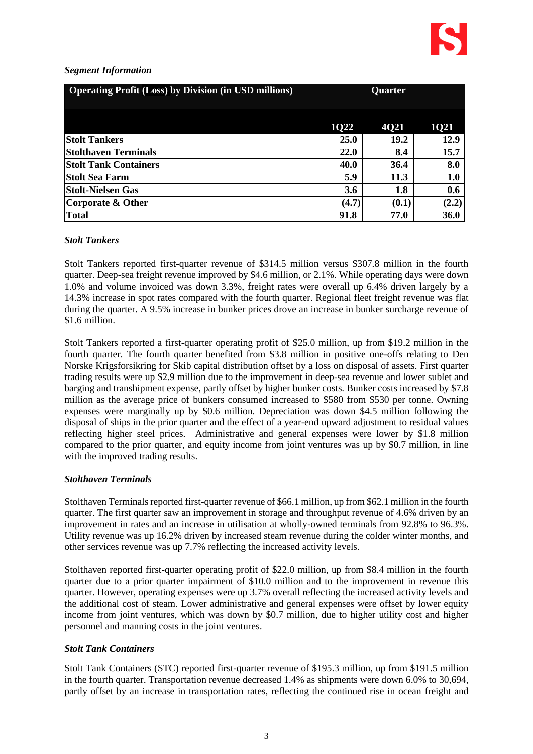*Segment Information*

| Operating Profit (Loss) by Division (in USD millions) | Quarter | | |
|---|---|---|---|
| | **1Q22** | **4Q21** | **1Q21** |
| **Stolt Tankers** | **25.0** | **19.2** | **12.9** |
| **Stolthaven Terminals** | **22.0** | **8.4** | **15.7** |
| **Stolt Tank Containers** | **40.0** | **36.4** | **8.0** |
| **Stolt Sea Farm** | **5.9** | **11.3** | **1.0** |
| **Stolt-Nielsen Gas** | **3.6** | **1.8** | **0.6** |
| **Corporate & Other** | **(4.7)** | **(0.1)** | **(2.2)** |
| **Total** | **91.8** | **77.0** | **36.0** |

### *Stolt Tankers*

Stolt Tankers reported first-quarter revenue of $314.5 million versus $307.8 million in the fourth quarter. Deep-sea freight revenue improved by $4.6 million, or 2.1%. While operating days were down 1.0% and volume invoiced was down 3.3%, freight rates were overall up 6.4% driven largely by a 14.3% increase in spot rates compared with the fourth quarter. Regional fleet freight revenue was flat during the quarter. A 9.5% increase in bunker prices drove an increase in bunker surcharge revenue of $1.6 million.

Stolt Tankers reported a first-quarter operating profit of $25.0 million, up from $19.2 million in the fourth quarter. The fourth quarter benefited from $3.8 million in positive one-offs relating to Den Norske Krigsforsikring for Skib capital distribution offset by a loss on disposal of assets. First quarter trading results were up $2.9 million due to the improvement in deep-sea revenue and lower sublet and barging and transhipment expense, partly offset by higher bunker costs. Bunker costs increased by $7.8 million as the average price of bunkers consumed increased to $580 from $530 per tonne. Owning expenses were marginally up by $0.6 million. Depreciation was down $4.5 million following the disposal of ships in the prior quarter and the effect of a year-end upward adjustment to residual values reflecting higher steel prices. Administrative and general expenses were lower by $1.8 million compared to the prior quarter, and equity income from joint ventures was up by $0.7 million, in line with the improved trading results.

### *Stolthaven Terminals*

Stolthaven Terminals reported first-quarter revenue of $66.1 million, up from $62.1 million in the fourth quarter. The first quarter saw an improvement in storage and throughput revenue of 4.6% driven by an improvement in rates and an increase in utilisation at wholly-owned terminals from 92.8% to 96.3%. Utility revenue was up 16.2% driven by increased steam revenue during the colder winter months, and other services revenue was up 7.7% reflecting the increased activity levels.

Stolthaven reported first-quarter operating profit of $22.0 million, up from $8.4 million in the fourth quarter due to a prior quarter impairment of $10.0 million and to the improvement in revenue this quarter. However, operating expenses were up 3.7% overall reflecting the increased activity levels and the additional cost of steam. Lower administrative and general expenses were offset by lower equity income from joint ventures, which was down by $0.7 million, due to higher utility cost and higher personnel and manning costs in the joint ventures.

### *Stolt Tank Containers*

Stolt Tank Containers (STC) reported first-quarter revenue of $195.3 million, up from $191.5 million in the fourth quarter. Transportation revenue decreased 1.4% as shipments were down 6.0% to 30,694, partly offset by an increase in transportation rates, reflecting the continued rise in ocean freight and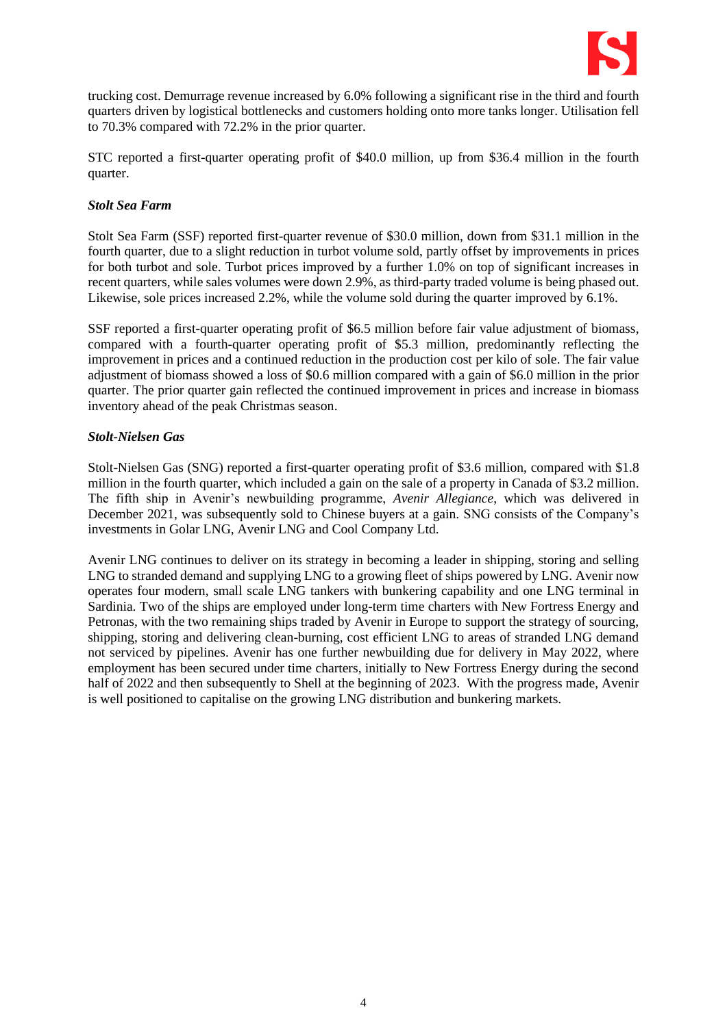trucking cost. Demurrage revenue increased by 6.0% following a significant rise in the third and fourth quarters driven by logistical bottlenecks and customers holding onto more tanks longer. Utilisation fell to 70.3% compared with 72.2% in the prior quarter.

STC reported a first-quarter operating profit of $40.0 million, up from $36.4 million in the fourth quarter.

### *Stolt Sea Farm*

Stolt Sea Farm (SSF) reported first-quarter revenue of $30.0 million, down from $31.1 million in the fourth quarter, due to a slight reduction in turbot volume sold, partly offset by improvements in prices for both turbot and sole. Turbot prices improved by a further 1.0% on top of significant increases in recent quarters, while sales volumes were down 2.9%, as third-party traded volume is being phased out. Likewise, sole prices increased 2.2%, while the volume sold during the quarter improved by 6.1%.

SSF reported a first-quarter operating profit of $6.5 million before fair value adjustment of biomass, compared with a fourth-quarter operating profit of $5.3 million, predominantly reflecting the improvement in prices and a continued reduction in the production cost per kilo of sole. The fair value adjustment of biomass showed a loss of $0.6 million compared with a gain of $6.0 million in the prior quarter. The prior quarter gain reflected the continued improvement in prices and increase in biomass inventory ahead of the peak Christmas season.

### *Stolt-Nielsen Gas*

Stolt-Nielsen Gas (SNG) reported a first-quarter operating profit of $3.6 million, compared with $1.8 million in the fourth quarter, which included a gain on the sale of a property in Canada of $3.2 million. The fifth ship in Avenir's newbuilding programme, *Avenir Allegiance*, which was delivered in December 2021, was subsequently sold to Chinese buyers at a gain. SNG consists of the Company's investments in Golar LNG, Avenir LNG and Cool Company Ltd.

Avenir LNG continues to deliver on its strategy in becoming a leader in shipping, storing and selling LNG to stranded demand and supplying LNG to a growing fleet of ships powered by LNG. Avenir now operates four modern, small scale LNG tankers with bunkering capability and one LNG terminal in Sardinia. Two of the ships are employed under long-term time charters with New Fortress Energy and Petronas, with the two remaining ships traded by Avenir in Europe to support the strategy of sourcing, shipping, storing and delivering clean-burning, cost efficient LNG to areas of stranded LNG demand not serviced by pipelines. Avenir has one further newbuilding due for delivery in May 2022, where employment has been secured under time charters, initially to New Fortress Energy during the second half of 2022 and then subsequently to Shell at the beginning of 2023. With the progress made, Avenir is well positioned to capitalise on the growing LNG distribution and bunkering markets.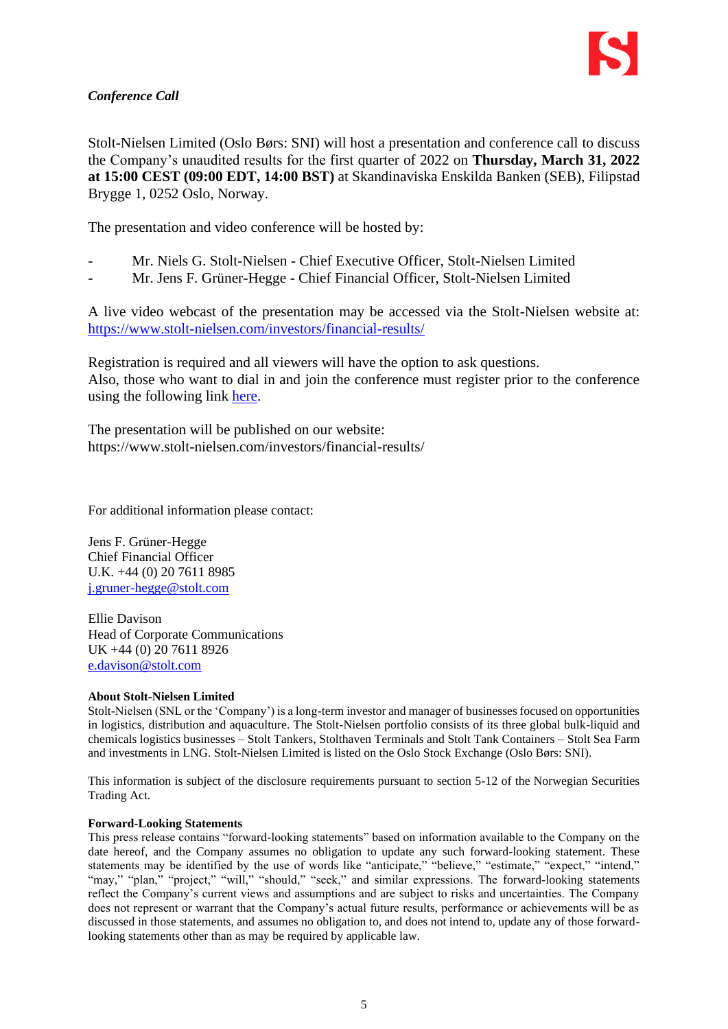*Conference Call*

Stolt-Nielsen Limited (Oslo Børs: SNI) will host a presentation and conference call to discuss the Company's unaudited results for the first quarter of 2022 on **Thursday, March 31, 2022 at 15:00 CEST (09:00 EDT, 14:00 BST)** at Skandinaviska Enskilda Banken (SEB), Filipstad Brygge 1, 0252 Oslo, Norway.

The presentation and video conference will be hosted by:

- Mr. Niels G. Stolt-Nielsen - Chief Executive Officer, Stolt-Nielsen Limited
- Mr. Jens F. Grüner-Hegge - Chief Financial Officer, Stolt-Nielsen Limited

A live video webcast of the presentation may be accessed via the Stolt-Nielsen website at: https://www.stolt-nielsen.com/investors/financial-results/

Registration is required and all viewers will have the option to ask questions.
Also, those who want to dial in and join the conference must register prior to the conference using the following link here.

The presentation will be published on our website:
https://www.stolt-nielsen.com/investors/financial-results/

For additional information please contact:

Jens F. Grüner-Hegge
Chief Financial Officer
U.K. +44 (0) 20 7611 8985
j.gruner-hegge@stolt.com

Ellie Davison
Head of Corporate Communications
UK +44 (0) 20 7611 8926
e.davison@stolt.com

**About Stolt-Nielsen Limited**
Stolt-Nielsen (SNL or the 'Company') is a long-term investor and manager of businesses focused on opportunities in logistics, distribution and aquaculture. The Stolt-Nielsen portfolio consists of its three global bulk-liquid and chemicals logistics businesses – Stolt Tankers, Stolthaven Terminals and Stolt Tank Containers – Stolt Sea Farm and investments in LNG. Stolt-Nielsen Limited is listed on the Oslo Stock Exchange (Oslo Børs: SNI).

This information is subject of the disclosure requirements pursuant to section 5-12 of the Norwegian Securities Trading Act.

**Forward-Looking Statements**
This press release contains "forward-looking statements" based on information available to the Company on the date hereof, and the Company assumes no obligation to update any such forward-looking statement. These statements may be identified by the use of words like "anticipate," "believe," "estimate," "expect," "intend," "may," "plan," "project," "will," "should," "seek," and similar expressions. The forward-looking statements reflect the Company's current views and assumptions and are subject to risks and uncertainties. The Company does not represent or warrant that the Company's actual future results, performance or achievements will be as discussed in those statements, and assumes no obligation to, and does not intend to, update any of those forward-looking statements other than as may be required by applicable law.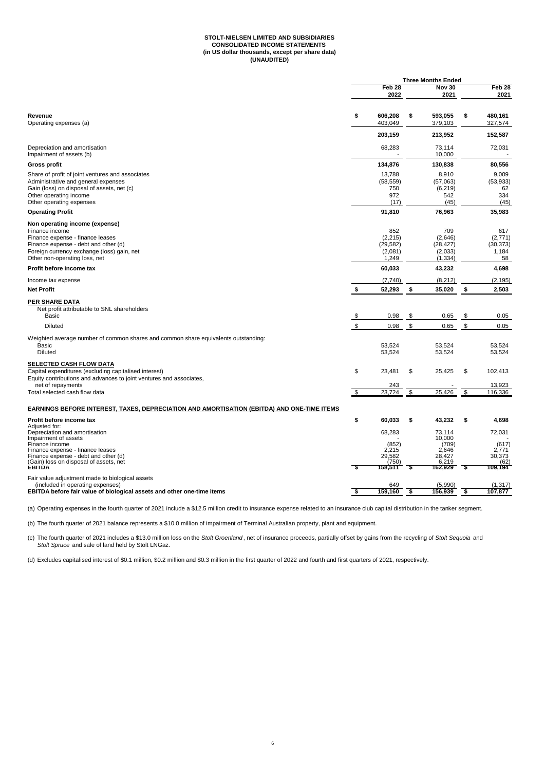**STOLT-NIELSEN LIMITED AND SUBSIDIARIES**
**CONSOLIDATED INCOME STATEMENTS**
**(in US dollar thousands, except per share data)**
**(UNAUDITED)**

| | Three Months Ended | | |
|---|---|---|---|
| | Feb 28 2022 | Nov 30 2021 | Feb 28 2021 |
| **Revenue** | $ 606,208 | $ 593,055 | $ 480,161 |
| Operating expenses (a) | 403,049 | 379,103 | 327,574 |
| | 203,159 | 213,952 | 152,587 |
| Depreciation and amortisation | 68,283 | 73,114 | 72,031 |
| Impairment of assets (b) | - | 10,000 | - |
| **Gross profit** | 134,876 | 130,838 | 80,556 |
| Share of profit of joint ventures and associates | 13,788 | 8,910 | 9,009 |
| Administrative and general expenses | (58,559) | (57,063) | (53,933) |
| Gain (loss) on disposal of assets, net (c) | 750 | (6,219) | 62 |
| Other operating income | 972 | 542 | 334 |
| Other operating expenses | (17) | (45) | (45) |
| **Operating Profit** | 91,810 | 76,963 | 35,983 |
| **Non operating income (expense)** | | | |
| Finance income | 852 | 709 | 617 |
| Finance expense - finance leases | (2,215) | (2,646) | (2,771) |
| Finance expense - debt and other (d) | (29,582) | (28,427) | (30,373) |
| Foreign currency exchange (loss) gain, net | (2,081) | (2,033) | 1,184 |
| Other non-operating loss, net | 1,249 | (1,334) | 58 |
| **Profit before income tax** | 60,033 | 43,232 | 4,698 |
| Income tax expense | (7,740) | (8,212) | (2,195) |
| **Net Profit** | $ 52,293 | $ 35,020 | $ 2,503 |
| **PER SHARE DATA** | | | |
| Net profit attributable to SNL shareholders | | | |
| Basic | $ 0.98 | $ 0.65 | $ 0.05 |
| Diluted | $ 0.98 | $ 0.65 | $ 0.05 |
| Weighted average number of common shares and common share equivalents outstanding: | | | |
| Basic | 53,524 | 53,524 | 53,524 |
| Diluted | 53,524 | 53,524 | 53,524 |
| **SELECTED CASH FLOW DATA** | | | |
| Capital expenditures (excluding capitalised interest) | $ 23,481 | $ 25,425 | $ 102,413 |
| Equity contributions and advances to joint ventures and associates, net of repayments | 243 | - | 13,923 |
| Total selected cash flow data | $ 23,724 | $ 25,426 | $ 116,336 |
| **EARNINGS BEFORE INTEREST, TAXES, DEPRECIATION AND AMORTISATION (EBITDA) AND ONE-TIME ITEMS** | | | |
| **Profit before income tax** | $ 60,033 | $ 43,232 | $ 4,698 |
| Adjusted for: | | | |
| Depreciation and amortisation | 68,283 | 73,114 | 72,031 |
| Impairment of assets | - | 10,000 | - |
| Finance income | (852) | (709) | (617) |
| Finance expense - finance leases | 2,215 | 2,646 | 2,771 |
| Finance expense - debt and other (d) | 29,582 | 28,427 | 30,373 |
| (Gain) loss on disposal of assets, net | (750) | 6,219 | (62) |
| **EBITDA** | $ 158,511 | $ 162,929 | $ 109,194 |
| Fair value adjustment made to biological assets (included in operating expenses) | 649 | (5,990) | (1,317) |
| **EBITDA before fair value of biological assets and other one-time items** | $ 159,160 | $ 156,939 | $ 107,877 |

(a) Operating expenses in the fourth quarter of 2021 include a $12.5 million credit to insurance expense related to an insurance club capital distribution in the tanker segment.

(b) The fourth quarter of 2021 balance represents a $10.0 million of impairment of Terminal Australian property, plant and equipment.

(c) The fourth quarter of 2021 includes a $13.0 million loss on the *Stolt Groenland*, net of insurance proceeds, partially offset by gains from the recycling of *Stolt Sequoia* and *Stolt Spruce* and sale of land held by Stolt LNGaz.

(d) Excludes capitalised interest of $0.1 million, $0.2 million and $0.3 million in the first quarter of 2022 and fourth and first quarters of 2021, respectively.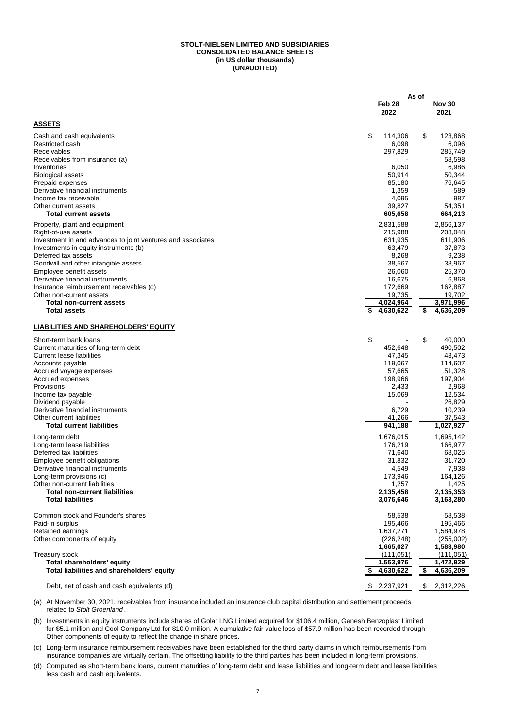**STOLT-NIELSEN LIMITED AND SUBSIDIARIES**
**CONSOLIDATED BALANCE SHEETS**
**(in US dollar thousands)**
**(UNAUDITED)**

| | As of | |
|---|---|---|
| | Feb 28 2022 | Nov 30 2021 |
| **ASSETS** | | |
| Cash and cash equivalents | $ 114,306 | $ 123,868 |
| Restricted cash | 6,098 | 6,096 |
| Receivables | 297,829 | 285,749 |
| Receivables from insurance (a) | - | 58,598 |
| Inventories | 6,050 | 6,986 |
| Biological assets | 50,914 | 50,344 |
| Prepaid expenses | 85,180 | 76,645 |
| Derivative financial instruments | 1,359 | 589 |
| Income tax receivable | 4,095 | 987 |
| Other current assets | 39,827 | 54,351 |
| **Total current assets** | **605,658** | **664,213** |
| Property, plant and equipment | 2,831,588 | 2,856,137 |
| Right-of-use assets | 215,988 | 203,048 |
| Investment in and advances to joint ventures and associates | 631,935 | 611,906 |
| Investments in equity instruments (b) | 63,479 | 37,873 |
| Deferred tax assets | 8,268 | 9,238 |
| Goodwill and other intangible assets | 38,567 | 38,967 |
| Employee benefit assets | 26,060 | 25,370 |
| Derivative financial instruments | 16,675 | 6,868 |
| Insurance reimbursement receivables (c) | 172,669 | 162,887 |
| Other non-current assets | 19,735 | 19,702 |
| **Total non-current assets** | **4,024,964** | **3,971,996** |
| **Total assets** | **$ 4,630,622** | **$ 4,636,209** |
| **LIABILITIES AND SHAREHOLDERS' EQUITY** | | |
| Short-term bank loans | $ - | $ 40,000 |
| Current maturities of long-term debt | 452,648 | 490,502 |
| Current lease liabilities | 47,345 | 43,473 |
| Accounts payable | 119,067 | 114,607 |
| Accrued voyage expenses | 57,665 | 51,328 |
| Accrued expenses | 198,966 | 197,904 |
| Provisions | 2,433 | 2,968 |
| Income tax payable | 15,069 | 12,534 |
| Dividend payable | - | 26,829 |
| Derivative financial instruments | 6,729 | 10,239 |
| Other current liabilities | 41,266 | 37,543 |
| **Total current liabilities** | **941,188** | **1,027,927** |
| Long-term debt | 1,676,015 | 1,695,142 |
| Long-term lease liabilities | 176,219 | 166,977 |
| Deferred tax liabilities | 71,640 | 68,025 |
| Employee benefit obligations | 31,832 | 31,720 |
| Derivative financial instruments | 4,549 | 7,938 |
| Long-term provisions (c) | 173,946 | 164,126 |
| Other non-current liabilities | 1,257 | 1,425 |
| **Total non-current liabilities** | **2,135,458** | **2,135,353** |
| **Total liabilities** | **3,076,646** | **3,163,280** |
| Common stock and Founder's shares | 58,538 | 58,538 |
| Paid-in surplus | 195,466 | 195,466 |
| Retained earnings | 1,637,271 | 1,584,978 |
| Other components of equity | (226,248) | (255,002) |
| | 1,665,027 | 1,583,980 |
| Treasury stock | (111,051) | (111,051) |
| **Total shareholders' equity** | **1,553,976** | **1,472,929** |
| **Total liabilities and shareholders' equity** | **$ 4,630,622** | **$ 4,636,209** |
| Debt, net of cash and cash equivalents (d) | $ 2,237,921 | $ 2,312,226 |

(a) At November 30, 2021, receivables from insurance included an insurance club capital distribution and settlement proceeds related to *Stolt Groenland*.

(b) Investments in equity instruments include shares of Golar LNG Limited acquired for $106.4 million, Ganesh Benzoplast Limited for $5.1 million and Cool Company Ltd for $10.0 million. A cumulative fair value loss of $57.9 million has been recorded through Other components of equity to reflect the change in share prices.

(c) Long-term insurance reimbursement receivables have been established for the third party claims in which reimbursements from insurance companies are virtually certain. The offsetting liability to the third parties has been included in long-term provisions.

(d) Computed as short-term bank loans, current maturities of long-term debt and lease liabilities and long-term debt and lease liabilities less cash and cash equivalents.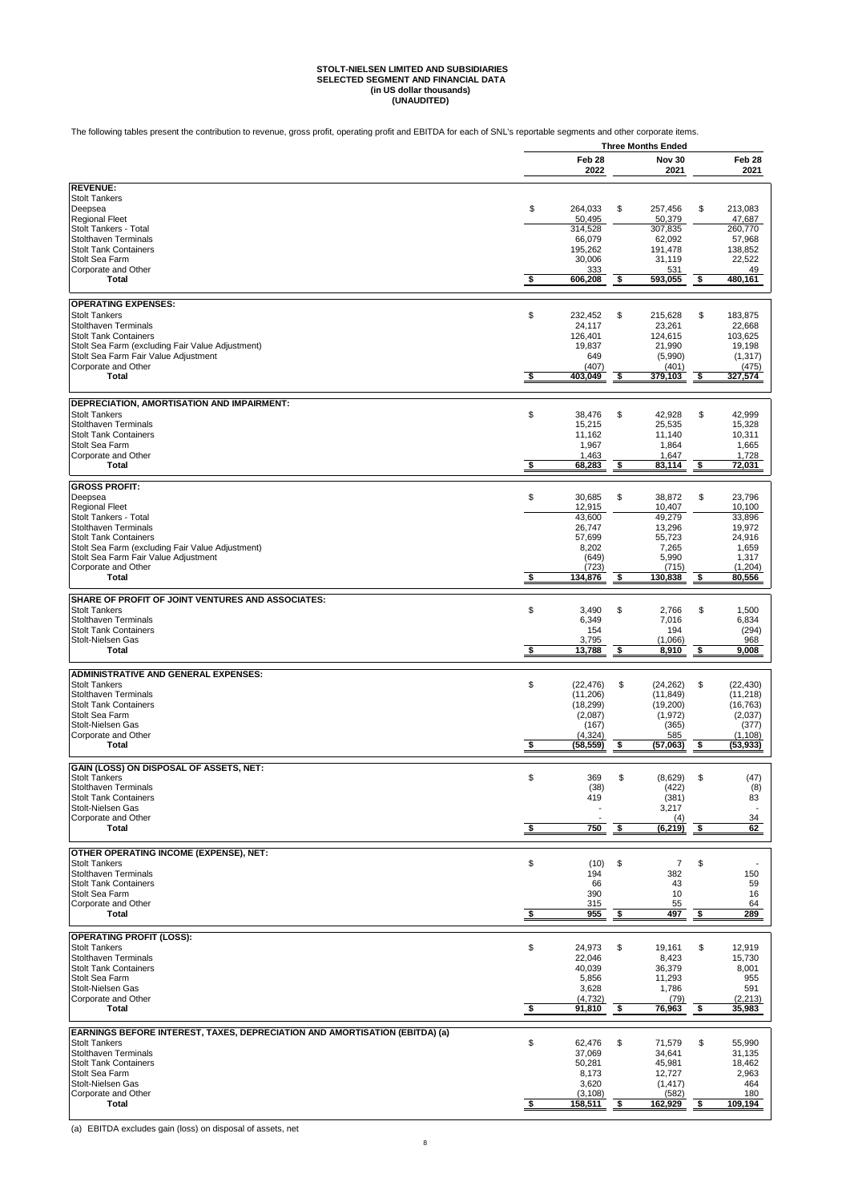**STOLT-NIELSEN LIMITED AND SUBSIDIARIES**
**SELECTED SEGMENT AND FINANCIAL DATA**
**(in US dollar thousands)**
**(UNAUDITED)**

The following tables present the contribution to revenue, gross profit, operating profit and EBITDA for each of SNL's reportable segments and other corporate items.

| | Three Months Ended | | |
|---|---|---|---|
| | Feb 28 2022 | Nov 30 2021 | Feb 28 2021 |
| **REVENUE:** | | | |
| Stolt Tankers | | | |
| Deepsea | $ 264,033 | $ 257,456 | $ 213,083 |
| Regional Fleet | 50,495 | 50,379 | 47,687 |
| Stolt Tankers - Total | 314,528 | 307,835 | 260,770 |
| Stolthaven Terminals | 66,079 | 62,092 | 57,968 |
| Stolt Tank Containers | 195,262 | 191,478 | 138,852 |
| Stolt Sea Farm | 30,006 | 31,119 | 22,522 |
| Corporate and Other | 333 | 531 | 49 |
| **Total** | **$ 606,208** | **$ 593,055** | **$ 480,161** |
| **OPERATING EXPENSES:** | | | |
| Stolt Tankers | $ 232,452 | $ 215,628 | $ 183,875 |
| Stolthaven Terminals | 24,117 | 23,261 | 22,668 |
| Stolt Tank Containers | 126,401 | 124,615 | 103,625 |
| Stolt Sea Farm (excluding Fair Value Adjustment) | 19,837 | 21,990 | 19,198 |
| Stolt Sea Farm Fair Value Adjustment | 649 | (5,990) | (1,317) |
| Corporate and Other | (407) | (401) | (475) |
| **Total** | **$ 403,049** | **$ 379,103** | **$ 327,574** |
| **DEPRECIATION, AMORTISATION AND IMPAIRMENT:** | | | |
| Stolt Tankers | $ 38,476 | $ 42,928 | $ 42,999 |
| Stolthaven Terminals | 15,215 | 25,535 | 15,328 |
| Stolt Tank Containers | 11,162 | 11,140 | 10,311 |
| Stolt Sea Farm | 1,967 | 1,864 | 1,665 |
| Corporate and Other | 1,463 | 1,647 | 1,728 |
| **Total** | **$ 68,283** | **$ 83,114** | **$ 72,031** |
| **GROSS PROFIT:** | | | |
| Deepsea | $ 30,685 | $ 38,872 | $ 23,796 |
| Regional Fleet | 12,915 | 10,407 | 10,100 |
| Stolt Tankers - Total | 43,600 | 49,279 | 33,896 |
| Stolthaven Terminals | 26,747 | 13,296 | 19,972 |
| Stolt Tank Containers | 57,699 | 55,723 | 24,916 |
| Stolt Sea Farm (excluding Fair Value Adjustment) | 8,202 | 7,265 | 1,659 |
| Stolt Sea Farm Fair Value Adjustment | (649) | 5,990 | 1,317 |
| Corporate and Other | (723) | (715) | (1,204) |
| **Total** | **$ 134,876** | **$ 130,838** | **$ 80,556** |
| **SHARE OF PROFIT OF JOINT VENTURES AND ASSOCIATES:** | | | |
| Stolt Tankers | $ 3,490 | $ 2,766 | $ 1,500 |
| Stolthaven Terminals | 6,349 | 7,016 | 6,834 |
| Stolt Tank Containers | 154 | 194 | (294) |
| Stolt-Nielsen Gas | 3,795 | (1,066) | 968 |
| **Total** | **$ 13,788** | **$ 8,910** | **$ 9,008** |
| **ADMINISTRATIVE AND GENERAL EXPENSES:** | | | |
| Stolt Tankers | $ (22,476) | $ (24,262) | $ (22,430) |
| Stolthaven Terminals | (11,206) | (11,849) | (11,218) |
| Stolt Tank Containers | (18,299) | (19,200) | (16,763) |
| Stolt Sea Farm | (2,087) | (1,972) | (2,037) |
| Stolt-Nielsen Gas | (167) | (365) | (377) |
| Corporate and Other | (4,324) | 585 | (1,108) |
| **Total** | **$ (58,559)** | **$ (57,063)** | **$ (53,933)** |
| **GAIN (LOSS) ON DISPOSAL OF ASSETS, NET:** | | | |
| Stolt Tankers | $ 369 | $ (8,629) | $ (47) |
| Stolthaven Terminals | (38) | (422) | (8) |
| Stolt Tank Containers | 419 | (381) | 83 |
| Stolt-Nielsen Gas | - | 3,217 | - |
| Corporate and Other | - | (4) | 34 |
| **Total** | **$ 750** | **$ (6,219)** | **$ 62** |
| **OTHER OPERATING INCOME (EXPENSE), NET:** | | | |
| Stolt Tankers | $ (10) | $ 7 | $ - |
| Stolthaven Terminals | 194 | 382 | 150 |
| Stolt Tank Containers | 66 | 43 | 59 |
| Stolt Sea Farm | 390 | 10 | 16 |
| Corporate and Other | 315 | 55 | 64 |
| **Total** | **$ 955** | **$ 497** | **$ 289** |
| **OPERATING PROFIT (LOSS):** | | | |
| Stolt Tankers | $ 24,973 | $ 19,161 | $ 12,919 |
| Stolthaven Terminals | 22,046 | 8,423 | 15,730 |
| Stolt Tank Containers | 40,039 | 36,379 | 8,001 |
| Stolt Sea Farm | 5,856 | 11,293 | 955 |
| Stolt-Nielsen Gas | 3,628 | 1,786 | 591 |
| Corporate and Other | (4,732) | (79) | (2,213) |
| **Total** | **$ 91,810** | **$ 76,963** | **$ 35,983** |
| **EARNINGS BEFORE INTEREST, TAXES, DEPRECIATION AND AMORTISATION (EBITDA) (a)** | | | |
| Stolt Tankers | $ 62,476 | $ 71,579 | $ 55,990 |
| Stolthaven Terminals | 37,069 | 34,641 | 31,135 |
| Stolt Tank Containers | 50,281 | 45,981 | 18,462 |
| Stolt Sea Farm | 8,173 | 12,727 | 2,963 |
| Stolt-Nielsen Gas | 3,620 | (1,417) | 464 |
| Corporate and Other | (3,108) | (582) | 180 |
| **Total** | **$ 158,511** | **$ 162,929** | **$ 109,194** |

(a) EBITDA excludes gain (loss) on disposal of assets, net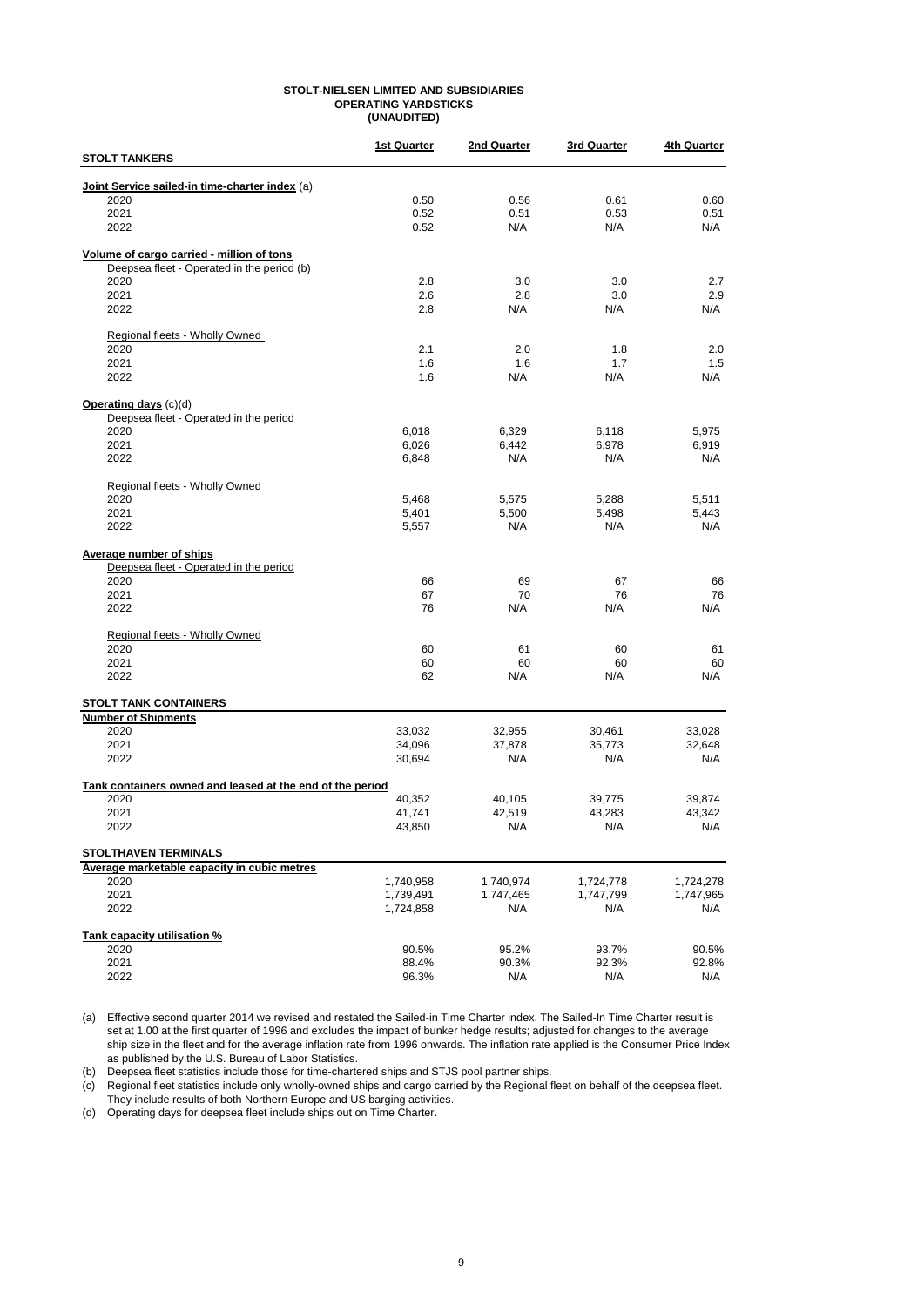**STOLT-NIELSEN LIMITED AND SUBSIDIARIES**
**OPERATING YARDSTICKS**
**(UNAUDITED)**

| STOLT TANKERS | 1st Quarter | 2nd Quarter | 3rd Quarter | 4th Quarter |
|---|---|---|---|---|
| **Joint Service sailed-in time-charter index** (a) | | | | |
| 2020 | 0.50 | 0.56 | 0.61 | 0.60 |
| 2021 | 0.52 | 0.51 | 0.53 | 0.51 |
| 2022 | 0.52 | N/A | N/A | N/A |
| **Volume of cargo carried - million of tons** | | | | |
| Deepsea fleet - Operated in the period (b) | | | | |
| 2020 | 2.8 | 3.0 | 3.0 | 2.7 |
| 2021 | 2.6 | 2.8 | 3.0 | 2.9 |
| 2022 | 2.8 | N/A | N/A | N/A |
| Regional fleets - Wholly Owned | | | | |
| 2020 | 2.1 | 2.0 | 1.8 | 2.0 |
| 2021 | 1.6 | 1.6 | 1.7 | 1.5 |
| 2022 | 1.6 | N/A | N/A | N/A |
| **Operating days** (c)(d) | | | | |
| Deepsea fleet - Operated in the period | | | | |
| 2020 | 6,018 | 6,329 | 6,118 | 5,975 |
| 2021 | 6,026 | 6,442 | 6,978 | 6,919 |
| 2022 | 6,848 | N/A | N/A | N/A |
| Regional fleets - Wholly Owned | | | | |
| 2020 | 5,468 | 5,575 | 5,288 | 5,511 |
| 2021 | 5,401 | 5,500 | 5,498 | 5,443 |
| 2022 | 5,557 | N/A | N/A | N/A |
| **Average number of ships** | | | | |
| Deepsea fleet - Operated in the period | | | | |
| 2020 | 66 | 69 | 67 | 66 |
| 2021 | 67 | 70 | 76 | 76 |
| 2022 | 76 | N/A | N/A | N/A |
| Regional fleets - Wholly Owned | | | | |
| 2020 | 60 | 61 | 60 | 61 |
| 2021 | 60 | 60 | 60 | 60 |
| 2022 | 62 | N/A | N/A | N/A |
| **STOLT TANK CONTAINERS** | | | | |
| **Number of Shipments** | | | | |
| 2020 | 33,032 | 32,955 | 30,461 | 33,028 |
| 2021 | 34,096 | 37,878 | 35,773 | 32,648 |
| 2022 | 30,694 | N/A | N/A | N/A |
| **Tank containers owned and leased at the end of the period** | | | | |
| 2020 | 40,352 | 40,105 | 39,775 | 39,874 |
| 2021 | 41,741 | 42,519 | 43,283 | 43,342 |
| 2022 | 43,850 | N/A | N/A | N/A |
| **STOLTHAVEN TERMINALS** | | | | |
| **Average marketable capacity in cubic metres** | | | | |
| 2020 | 1,740,958 | 1,740,974 | 1,724,778 | 1,724,278 |
| 2021 | 1,739,491 | 1,747,465 | 1,747,799 | 1,747,965 |
| 2022 | 1,724,858 | N/A | N/A | N/A |
| **Tank capacity utilisation %** | | | | |
| 2020 | 90.5% | 95.2% | 93.7% | 90.5% |
| 2021 | 88.4% | 90.3% | 92.3% | 92.8% |
| 2022 | 96.3% | N/A | N/A | N/A |

(a) Effective second quarter 2014 we revised and restated the Sailed-in Time Charter index. The Sailed-In Time Charter result is set at 1.00 at the first quarter of 1996 and excludes the impact of bunker hedge results; adjusted for changes to the average ship size in the fleet and for the average inflation rate from 1996 onwards. The inflation rate applied is the Consumer Price Index as published by the U.S. Bureau of Labor Statistics.

(b) Deepsea fleet statistics include those for time-chartered ships and STJS pool partner ships.

(c) Regional fleet statistics include only wholly-owned ships and cargo carried by the Regional fleet on behalf of the deepsea fleet. They include results of both Northern Europe and US barging activities.

(d) Operating days for deepsea fleet include ships out on Time Charter.